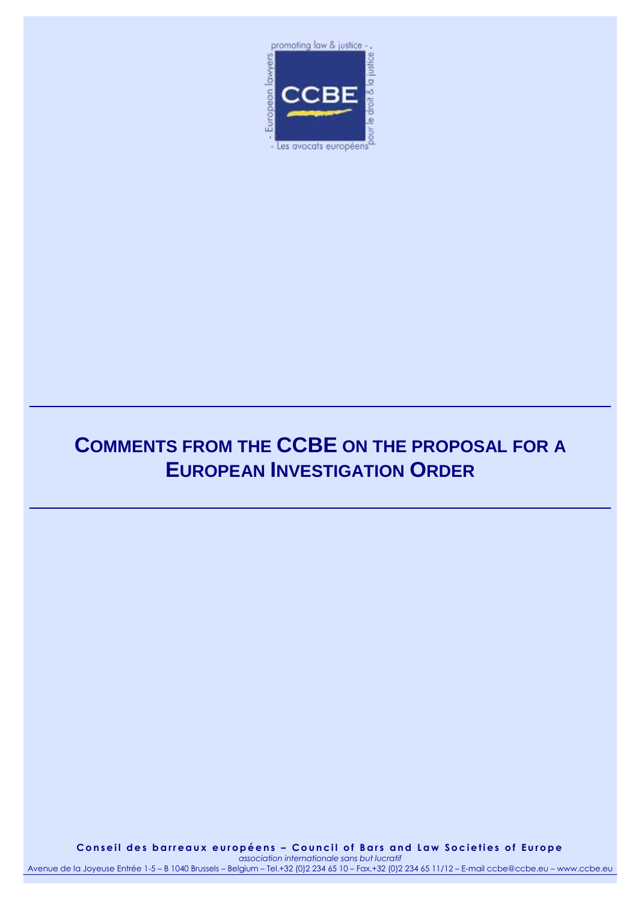# COMMENTS FROM THE CCBE ON THE PROPOSAL FOR A EUROPEAN INVESTIGATION ORDER

**Conseil des barreaux européens – Council of Bars and Law Societies of Europe**

*association internationale sans but lucratif*

Avenue de la Joyeuse Entrée 1-5 – B 1040 Brussels – Belgium – Tel.+32 (0)2 234 65 10 – Fax.+32 (0)2 234 65 11/12 – E-mail ccbe@ccbe.eu – www.ccbe.eu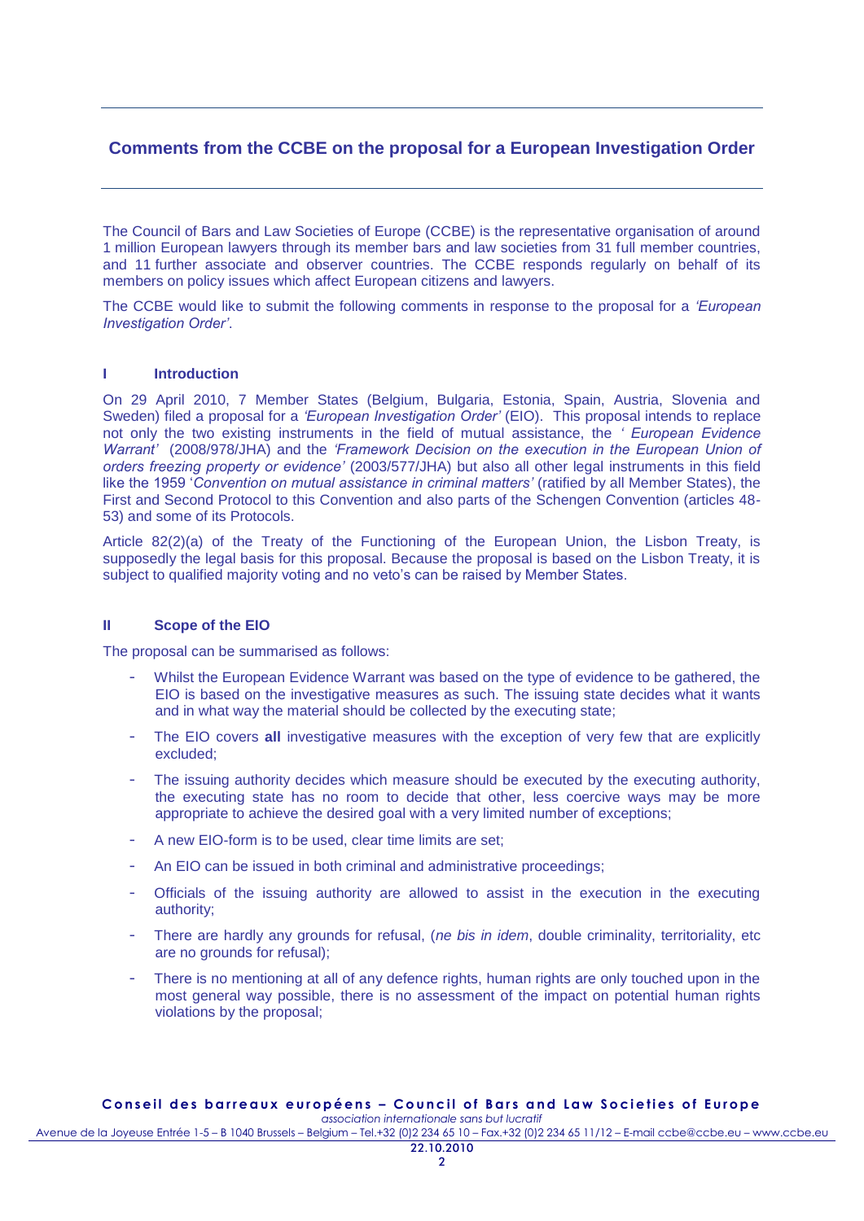## Comments from the CCBE on the proposal for a European Investigation Order

The Council of Bars and Law Societies of Europe (CCBE) is the representative organisation of around 1 million European lawyers through its member bars and law societies from 31 full member countries, and 11 further associate and observer countries. The CCBE responds regularly on behalf of its members on policy issues which affect European citizens and lawyers.

The CCBE would like to submit the following comments in response to the proposal for a *'European Investigation Order'*.

### I Introduction

On 29 April 2010, 7 Member States (Belgium, Bulgaria, Estonia, Spain, Austria, Slovenia and Sweden) filed a proposal for a *'European Investigation Order'* (EIO). This proposal intends to replace not only the two existing instruments in the field of mutual assistance, the *' European Evidence Warrant'* (2008/978/JHA) and the *'Framework Decision on the execution in the European Union of orders freezing property or evidence'* (2003/577/JHA) but also all other legal instruments in this field like the 1959 '*Convention on mutual assistance in criminal matters'* (ratified by all Member States), the First and Second Protocol to this Convention and also parts of the Schengen Convention (articles 48-53) and some of its Protocols.

Article 82(2)(a) of the Treaty of the Functioning of the European Union, the Lisbon Treaty, is supposedly the legal basis for this proposal. Because the proposal is based on the Lisbon Treaty, it is subject to qualified majority voting and no veto's can be raised by Member States.

### II Scope of the EIO

The proposal can be summarised as follows:

- Whilst the European Evidence Warrant was based on the type of evidence to be gathered, the EIO is based on the investigative measures as such. The issuing state decides what it wants and in what way the material should be collected by the executing state;
- The EIO covers **all** investigative measures with the exception of very few that are explicitly excluded;
- The issuing authority decides which measure should be executed by the executing authority, the executing state has no room to decide that other, less coercive ways may be more appropriate to achieve the desired goal with a very limited number of exceptions;
- A new EIO-form is to be used, clear time limits are set;
- An EIO can be issued in both criminal and administrative proceedings;
- Officials of the issuing authority are allowed to assist in the execution in the executing authority;
- There are hardly any grounds for refusal, (*ne bis in idem*, double criminality, territoriality, etc are no grounds for refusal);
- There is no mentioning at all of any defence rights, human rights are only touched upon in the most general way possible, there is no assessment of the impact on potential human rights violations by the proposal;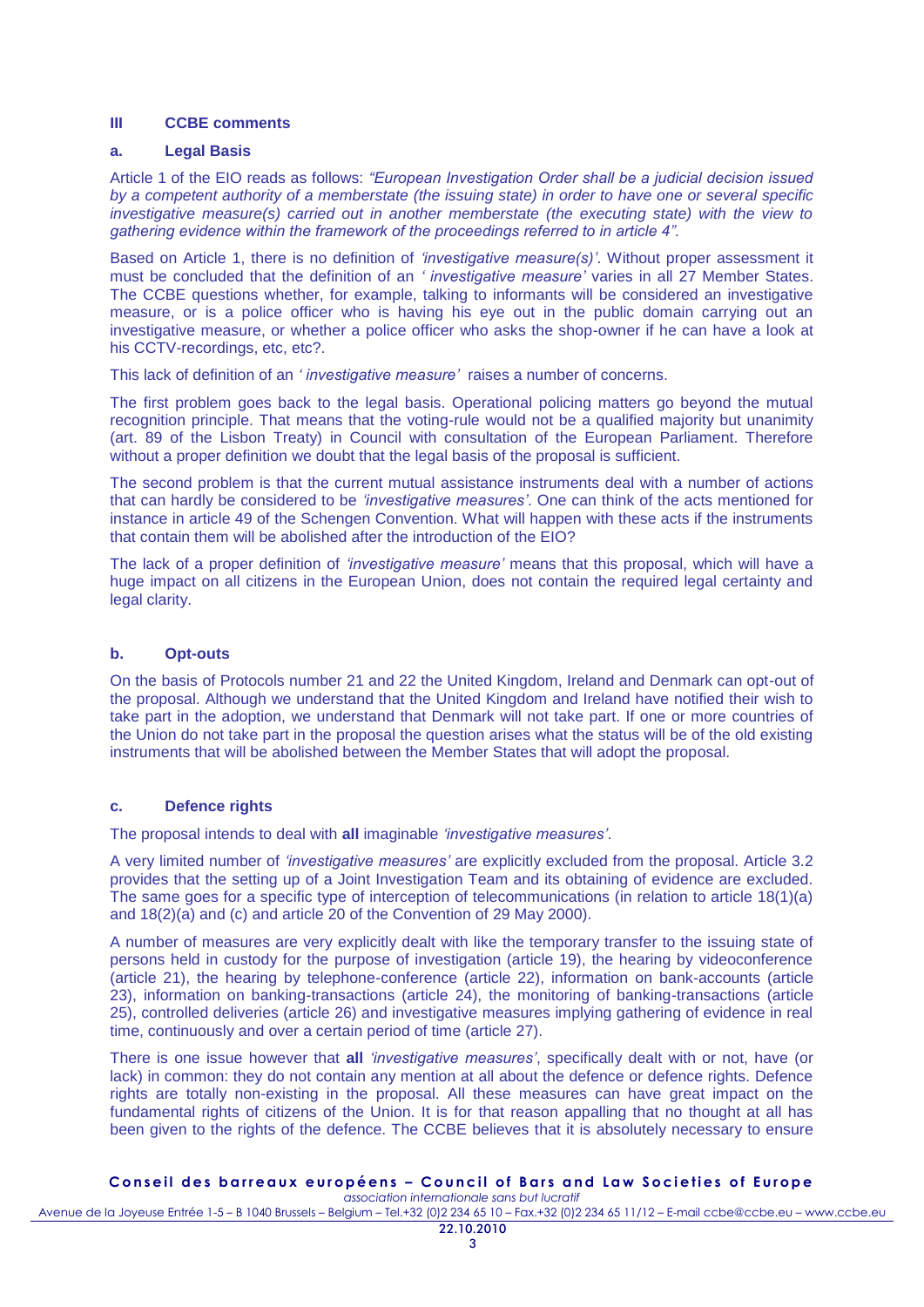## III CCBE comments

### a. Legal Basis

Article 1 of the EIO reads as follows: *"European Investigation Order shall be a judicial decision issued by a competent authority of a memberstate (the issuing state) in order to have one or several specific investigative measure(s) carried out in another memberstate (the executing state) with the view to gathering evidence within the framework of the proceedings referred to in article 4".*

Based on Article 1, there is no definition of *'investigative measure(s)'*. Without proper assessment it must be concluded that the definition of an *' investigative measure'* varies in all 27 Member States. The CCBE questions whether, for example, talking to informants will be considered an investigative measure, or is a police officer who is having his eye out in the public domain carrying out an investigative measure, or whether a police officer who asks the shop-owner if he can have a look at his CCTV-recordings, etc, etc?.

This lack of definition of an *' investigative measure'* raises a number of concerns.

The first problem goes back to the legal basis. Operational policing matters go beyond the mutual recognition principle. That means that the voting-rule would not be a qualified majority but unanimity (art. 89 of the Lisbon Treaty) in Council with consultation of the European Parliament. Therefore without a proper definition we doubt that the legal basis of the proposal is sufficient.

The second problem is that the current mutual assistance instruments deal with a number of actions that can hardly be considered to be *'investigative measures'*. One can think of the acts mentioned for instance in article 49 of the Schengen Convention. What will happen with these acts if the instruments that contain them will be abolished after the introduction of the EIO?

The lack of a proper definition of *'investigative measure'* means that this proposal, which will have a huge impact on all citizens in the European Union, does not contain the required legal certainty and legal clarity.

### b. Opt-outs

On the basis of Protocols number 21 and 22 the United Kingdom, Ireland and Denmark can opt-out of the proposal. Although we understand that the United Kingdom and Ireland have notified their wish to take part in the adoption, we understand that Denmark will not take part. If one or more countries of the Union do not take part in the proposal the question arises what the status will be of the old existing instruments that will be abolished between the Member States that will adopt the proposal.

### c. Defence rights

The proposal intends to deal with **all** imaginable *'investigative measures'*.

A very limited number of *'investigative measures'* are explicitly excluded from the proposal. Article 3.2 provides that the setting up of a Joint Investigation Team and its obtaining of evidence are excluded. The same goes for a specific type of interception of telecommunications (in relation to article 18(1)(a) and 18(2)(a) and (c) and article 20 of the Convention of 29 May 2000).

A number of measures are very explicitly dealt with like the temporary transfer to the issuing state of persons held in custody for the purpose of investigation (article 19), the hearing by videoconference (article 21), the hearing by telephone-conference (article 22), information on bank-accounts (article 23), information on banking-transactions (article 24), the monitoring of banking-transactions (article 25), controlled deliveries (article 26) and investigative measures implying gathering of evidence in real time, continuously and over a certain period of time (article 27).

There is one issue however that **all** *'investigative measures'*, specifically dealt with or not, have (or lack) in common: they do not contain any mention at all about the defence or defence rights. Defence rights are totally non-existing in the proposal. All these measures can have great impact on the fundamental rights of citizens of the Union. It is for that reason appalling that no thought at all has been given to the rights of the defence. The CCBE believes that it is absolutely necessary to ensure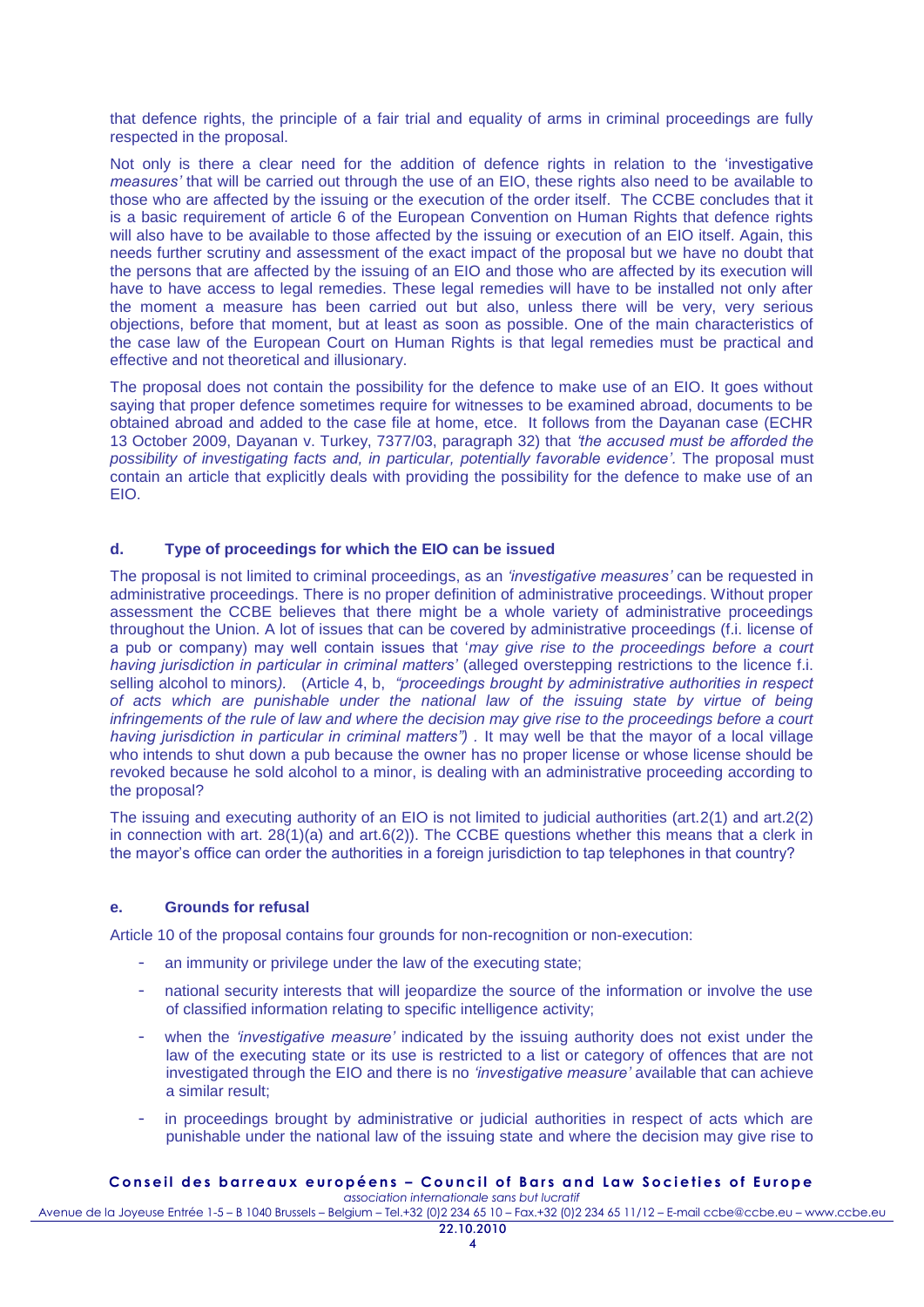that defence rights, the principle of a fair trial and equality of arms in criminal proceedings are fully respected in the proposal.

Not only is there a clear need for the addition of defence rights in relation to the 'investigative *measures'* that will be carried out through the use of an EIO, these rights also need to be available to those who are affected by the issuing or the execution of the order itself. The CCBE concludes that it is a basic requirement of article 6 of the European Convention on Human Rights that defence rights will also have to be available to those affected by the issuing or execution of an EIO itself. Again, this needs further scrutiny and assessment of the exact impact of the proposal but we have no doubt that the persons that are affected by the issuing of an EIO and those who are affected by its execution will have to have access to legal remedies. These legal remedies will have to be installed not only after the moment a measure has been carried out but also, unless there will be very, very serious objections, before that moment, but at least as soon as possible. One of the main characteristics of the case law of the European Court on Human Rights is that legal remedies must be practical and effective and not theoretical and illusionary.

The proposal does not contain the possibility for the defence to make use of an EIO. It goes without saying that proper defence sometimes require for witnesses to be examined abroad, documents to be obtained abroad and added to the case file at home, etce. It follows from the Dayanan case (ECHR 13 October 2009, Dayanan v. Turkey, 7377/03, paragraph 32) that *'the accused must be afforded the possibility of investigating facts and, in particular, potentially favorable evidence'*. The proposal must contain an article that explicitly deals with providing the possibility for the defence to make use of an EIO.

### d. Type of proceedings for which the EIO can be issued

The proposal is not limited to criminal proceedings, as an *'investigative measures'* can be requested in administrative proceedings. There is no proper definition of administrative proceedings. Without proper assessment the CCBE believes that there might be a whole variety of administrative proceedings throughout the Union. A lot of issues that can be covered by administrative proceedings (f.i. license of a pub or company) may well contain issues that '*may give rise to the proceedings before a court having jurisdiction in particular in criminal matters'* (alleged overstepping restrictions to the licence f.i. selling alcohol to minors*).* (Article 4, b, *"proceedings brought by administrative authorities in respect of acts which are punishable under the national law of the issuing state by virtue of being infringements of the rule of law and where the decision may give rise to the proceedings before a court having jurisdiction in particular in criminal matters")* . It may well be that the mayor of a local village who intends to shut down a pub because the owner has no proper license or whose license should be revoked because he sold alcohol to a minor, is dealing with an administrative proceeding according to the proposal?

The issuing and executing authority of an EIO is not limited to judicial authorities (art.2(1) and art.2(2) in connection with art. 28(1)(a) and art.6(2)). The CCBE questions whether this means that a clerk in the mayor's office can order the authorities in a foreign jurisdiction to tap telephones in that country?

### e. Grounds for refusal

Article 10 of the proposal contains four grounds for non-recognition or non-execution:

- an immunity or privilege under the law of the executing state;
- national security interests that will jeopardize the source of the information or involve the use of classified information relating to specific intelligence activity;
- when the *'investigative measure'* indicated by the issuing authority does not exist under the law of the executing state or its use is restricted to a list or category of offences that are not investigated through the EIO and there is no *'investigative measure'* available that can achieve a similar result;
- in proceedings brought by administrative or judicial authorities in respect of acts which are punishable under the national law of the issuing state and where the decision may give rise to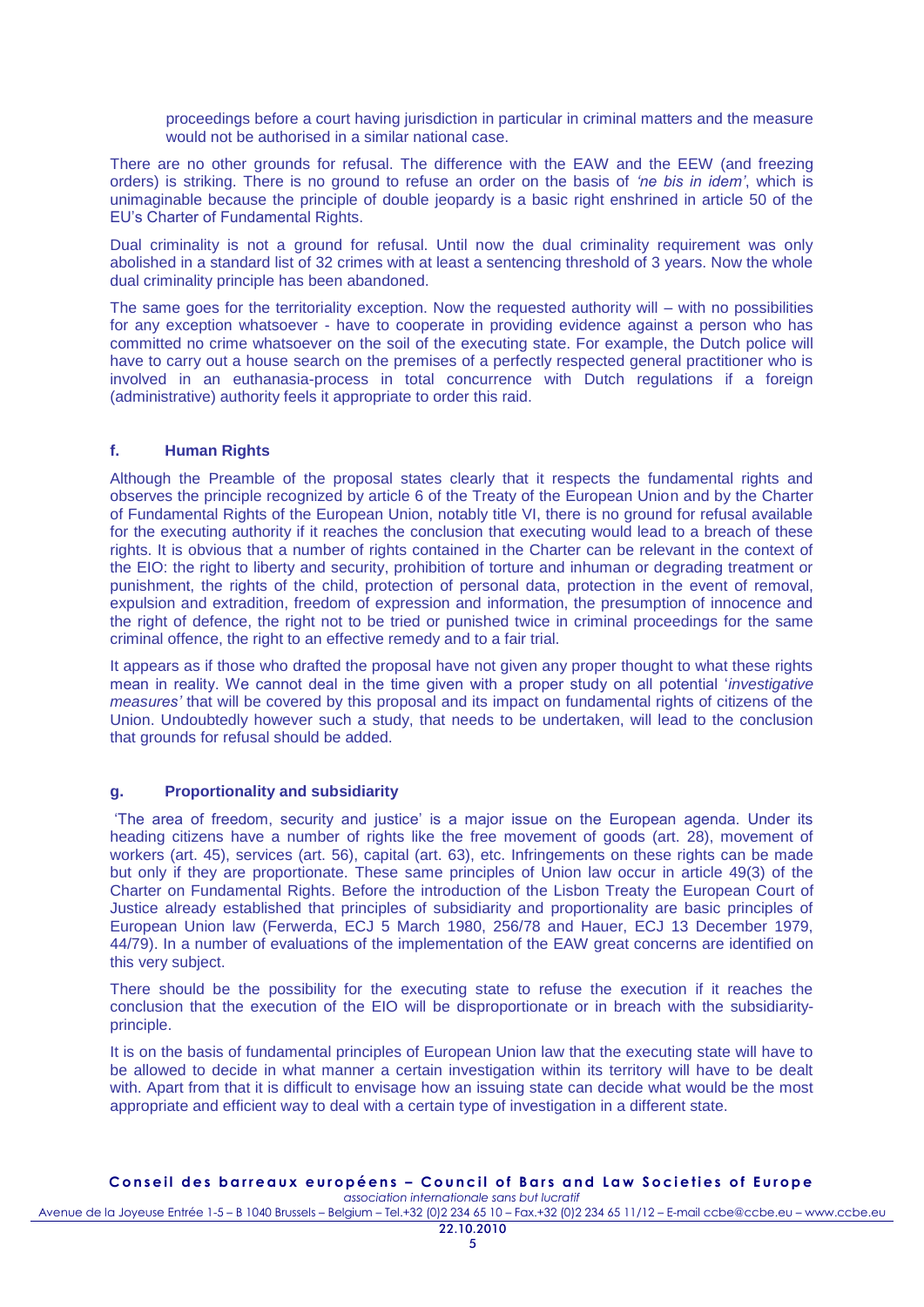proceedings before a court having jurisdiction in particular in criminal matters and the measure would not be authorised in a similar national case.

There are no other grounds for refusal. The difference with the EAW and the EEW (and freezing orders) is striking. There is no ground to refuse an order on the basis of *'ne bis in idem'*, which is unimaginable because the principle of double jeopardy is a basic right enshrined in article 50 of the EU's Charter of Fundamental Rights.

Dual criminality is not a ground for refusal. Until now the dual criminality requirement was only abolished in a standard list of 32 crimes with at least a sentencing threshold of 3 years. Now the whole dual criminality principle has been abandoned.

The same goes for the territoriality exception. Now the requested authority will – with no possibilities for any exception whatsoever - have to cooperate in providing evidence against a person who has committed no crime whatsoever on the soil of the executing state. For example, the Dutch police will have to carry out a house search on the premises of a perfectly respected general practitioner who is involved in an euthanasia-process in total concurrence with Dutch regulations if a foreign (administrative) authority feels it appropriate to order this raid.

### f. Human Rights

Although the Preamble of the proposal states clearly that it respects the fundamental rights and observes the principle recognized by article 6 of the Treaty of the European Union and by the Charter of Fundamental Rights of the European Union, notably title VI, there is no ground for refusal available for the executing authority if it reaches the conclusion that executing would lead to a breach of these rights. It is obvious that a number of rights contained in the Charter can be relevant in the context of the EIO: the right to liberty and security, prohibition of torture and inhuman or degrading treatment or punishment, the rights of the child, protection of personal data, protection in the event of removal, expulsion and extradition, freedom of expression and information, the presumption of innocence and the right of defence, the right not to be tried or punished twice in criminal proceedings for the same criminal offence, the right to an effective remedy and to a fair trial.

It appears as if those who drafted the proposal have not given any proper thought to what these rights mean in reality. We cannot deal in the time given with a proper study on all potential '*investigative measures'* that will be covered by this proposal and its impact on fundamental rights of citizens of the Union. Undoubtedly however such a study, that needs to be undertaken, will lead to the conclusion that grounds for refusal should be added.

### g. Proportionality and subsidiarity

'The area of freedom, security and justice' is a major issue on the European agenda. Under its heading citizens have a number of rights like the free movement of goods (art. 28), movement of workers (art. 45), services (art. 56), capital (art. 63), etc. Infringements on these rights can be made but only if they are proportionate. These same principles of Union law occur in article 49(3) of the Charter on Fundamental Rights. Before the introduction of the Lisbon Treaty the European Court of Justice already established that principles of subsidiarity and proportionality are basic principles of European Union law (Ferwerda, ECJ 5 March 1980, 256/78 and Hauer, ECJ 13 December 1979, 44/79). In a number of evaluations of the implementation of the EAW great concerns are identified on this very subject.

There should be the possibility for the executing state to refuse the execution if it reaches the conclusion that the execution of the EIO will be disproportionate or in breach with the subsidiarity-principle.

It is on the basis of fundamental principles of European Union law that the executing state will have to be allowed to decide in what manner a certain investigation within its territory will have to be dealt with. Apart from that it is difficult to envisage how an issuing state can decide what would be the most appropriate and efficient way to deal with a certain type of investigation in a different state.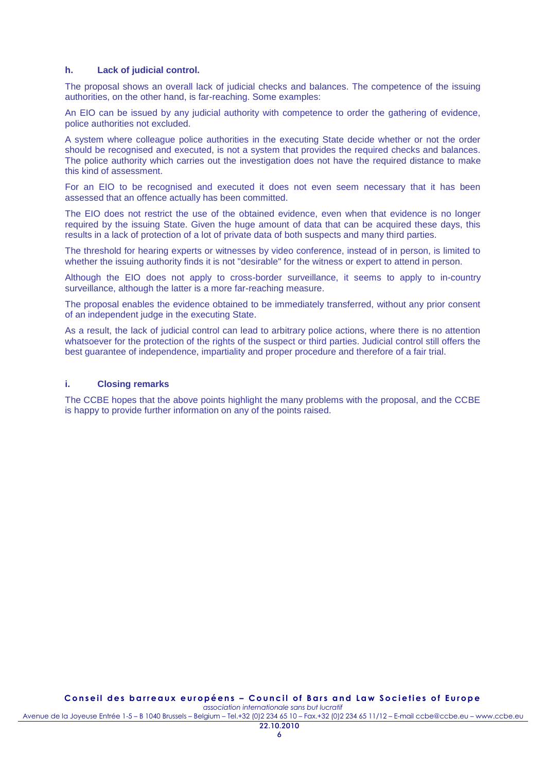### h. Lack of judicial control.

The proposal shows an overall lack of judicial checks and balances. The competence of the issuing authorities, on the other hand, is far-reaching. Some examples:

An EIO can be issued by any judicial authority with competence to order the gathering of evidence, police authorities not excluded.

A system where colleague police authorities in the executing State decide whether or not the order should be recognised and executed, is not a system that provides the required checks and balances. The police authority which carries out the investigation does not have the required distance to make this kind of assessment.

For an EIO to be recognised and executed it does not even seem necessary that it has been assessed that an offence actually has been committed.

The EIO does not restrict the use of the obtained evidence, even when that evidence is no longer required by the issuing State. Given the huge amount of data that can be acquired these days, this results in a lack of protection of a lot of private data of both suspects and many third parties.

The threshold for hearing experts or witnesses by video conference, instead of in person, is limited to whether the issuing authority finds it is not "desirable" for the witness or expert to attend in person.

Although the EIO does not apply to cross-border surveillance, it seems to apply to in-country surveillance, although the latter is a more far-reaching measure.

The proposal enables the evidence obtained to be immediately transferred, without any prior consent of an independent judge in the executing State.

As a result, the lack of judicial control can lead to arbitrary police actions, where there is no attention whatsoever for the protection of the rights of the suspect or third parties. Judicial control still offers the best guarantee of independence, impartiality and proper procedure and therefore of a fair trial.

### i. Closing remarks

The CCBE hopes that the above points highlight the many problems with the proposal, and the CCBE is happy to provide further information on any of the points raised.